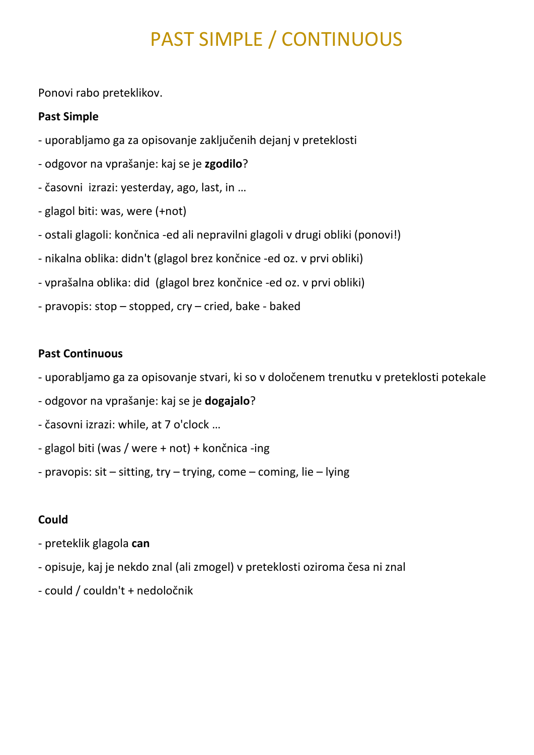# PAST SIMPLE / CONTINUOUS

Ponovi rabo preteklikov.

**Past Simple**

- uporabljamo ga za opisovanje zaključenih dejanj v preteklosti
- odgovor na vprašanje: kaj se je **zgodilo**?
- časovni izrazi: yesterday, ago, last, in …
- glagol biti: was, were (+not)
- ostali glagoli: končnica -ed ali nepravilni glagoli v drugi obliki (ponovi!)
- nikalna oblika: didn't (glagol brez končnice -ed oz. v prvi obliki)
- vprašalna oblika: did (glagol brez končnice -ed oz. v prvi obliki)
- pravopis: stop – stopped, cry – cried, bake - baked

**Past Continuous**

- uporabljamo ga za opisovanje stvari, ki so v določenem trenutku v preteklosti potekale
- odgovor na vprašanje: kaj se je **dogajalo**?
- časovni izrazi: while, at 7 o'clock …
- glagol biti (was / were + not) + končnica -ing
- pravopis: sit – sitting, try – trying, come – coming, lie – lying

**Could**

- preteklik glagola **can**
- opisuje, kaj je nekdo znal (ali zmogel) v preteklosti oziroma česa ni znal
- could / couldn't + nedoločnik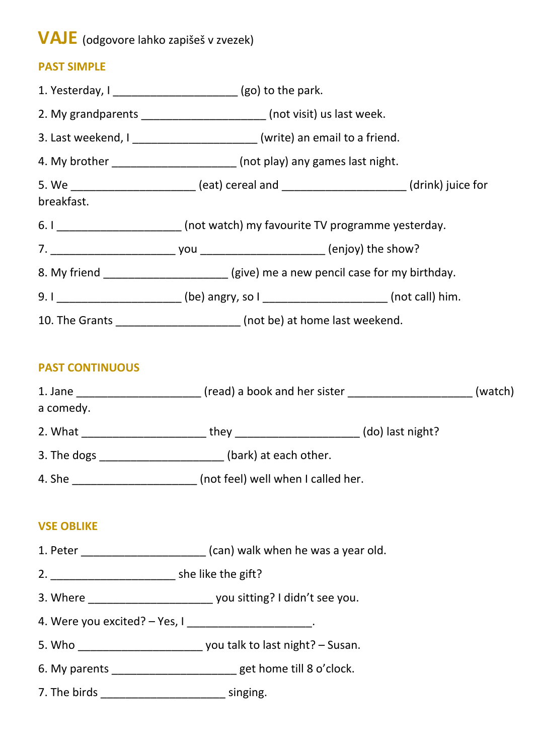# VAJE (odgovore lahko zapišeš v zvezek)

## PAST SIMPLE

1. Yesterday, I ____________________ (go) to the park.
2. My grandparents ____________________ (not visit) us last week.
3. Last weekend, I ____________________ (write) an email to a friend.
4. My brother ____________________ (not play) any games last night.
5. We ____________________ (eat) cereal and ____________________ (drink) juice for breakfast.
6. I ____________________ (not watch) my favourite TV programme yesterday.
7. ____________________ you ____________________ (enjoy) the show?
8. My friend ____________________ (give) me a new pencil case for my birthday.
9. I ____________________ (be) angry, so I ____________________ (not call) him.
10. The Grants ____________________ (not be) at home last weekend.

## PAST CONTINUOUS

1. Jane ____________________ (read) a book and her sister ____________________ (watch) a comedy.
2. What ____________________ they ____________________ (do) last night?
3. The dogs ____________________ (bark) at each other.
4. She ____________________ (not feel) well when I called her.

## VSE OBLIKE

1. Peter ____________________ (can) walk when he was a year old.
2. ____________________ she like the gift?
3. Where ____________________ you sitting? I didn't see you.
4. Were you excited? – Yes, I ____________________.
5. Who ____________________ you talk to last night? – Susan.
6. My parents ____________________ get home till 8 o'clock.
7. The birds ____________________ singing.